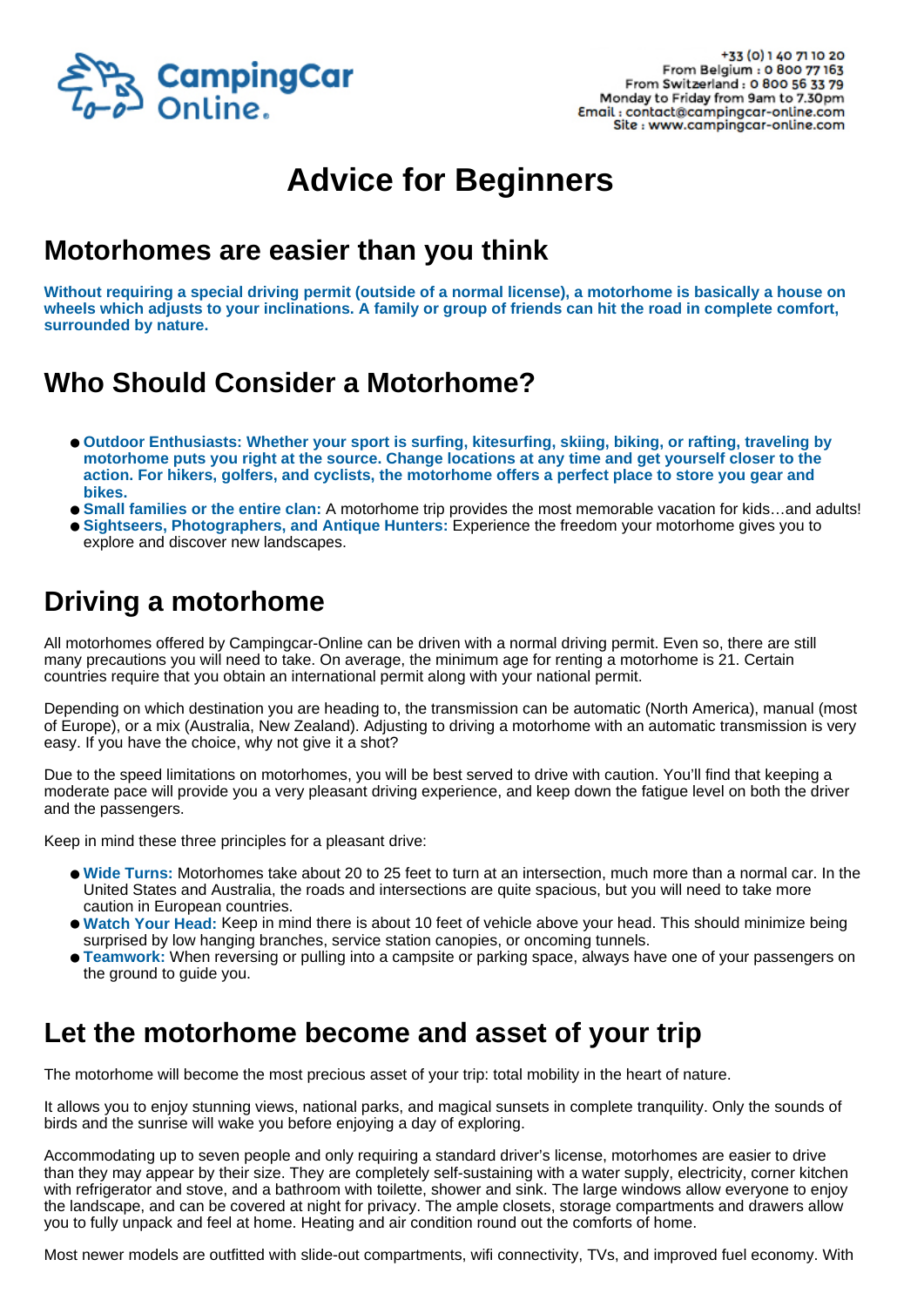CampingCar Online.

+33 (0) 1 40 71 10 20
From Belgium : 0 800 77 163
From Switzerland : 0 800 56 33 79
Monday to Friday from 9am to 7.30pm
Email : contact@campingcar-online.com
Site : www.campingcar-online.com

# Advice for Beginners

## Motorhomes are easier than you think

**Without requiring a special driving permit (outside of a normal license), a motorhome is basically a house on wheels which adjusts to your inclinations. A family or group of friends can hit the road in complete comfort, surrounded by nature.**

## Who Should Consider a Motorhome?

- **Outdoor Enthusiasts: Whether your sport is surfing, kitesurfing, skiing, biking, or rafting, traveling by motorhome puts you right at the source. Change locations at any time and get yourself closer to the action. For hikers, golfers, and cyclists, the motorhome offers a perfect place to store you gear and bikes.**
- **Small families or the entire clan:** A motorhome trip provides the most memorable vacation for kids…and adults!
- **Sightseers, Photographers, and Antique Hunters:** Experience the freedom your motorhome gives you to explore and discover new landscapes.

## Driving a motorhome

All motorhomes offered by Campingcar-Online can be driven with a normal driving permit. Even so, there are still many precautions you will need to take. On average, the minimum age for renting a motorhome is 21. Certain countries require that you obtain an international permit along with your national permit.

Depending on which destination you are heading to, the transmission can be automatic (North America), manual (most of Europe), or a mix (Australia, New Zealand). Adjusting to driving a motorhome with an automatic transmission is very easy. If you have the choice, why not give it a shot?

Due to the speed limitations on motorhomes, you will be best served to drive with caution. You'll find that keeping a moderate pace will provide you a very pleasant driving experience, and keep down the fatigue level on both the driver and the passengers.

Keep in mind these three principles for a pleasant drive:

- **Wide Turns:** Motorhomes take about 20 to 25 feet to turn at an intersection, much more than a normal car. In the United States and Australia, the roads and intersections are quite spacious, but you will need to take more caution in European countries.
- **Watch Your Head:** Keep in mind there is about 10 feet of vehicle above your head. This should minimize being surprised by low hanging branches, service station canopies, or oncoming tunnels.
- **Teamwork:** When reversing or pulling into a campsite or parking space, always have one of your passengers on the ground to guide you.

## Let the motorhome become and asset of your trip

The motorhome will become the most precious asset of your trip: total mobility in the heart of nature.

It allows you to enjoy stunning views, national parks, and magical sunsets in complete tranquility. Only the sounds of birds and the sunrise will wake you before enjoying a day of exploring.

Accommodating up to seven people and only requiring a standard driver's license, motorhomes are easier to drive than they may appear by their size. They are completely self-sustaining with a water supply, electricity, corner kitchen with refrigerator and stove, and a bathroom with toilette, shower and sink. The large windows allow everyone to enjoy the landscape, and can be covered at night for privacy. The ample closets, storage compartments and drawers allow you to fully unpack and feel at home. Heating and air condition round out the comforts of home.

Most newer models are outfitted with slide-out compartments, wifi connectivity, TVs, and improved fuel economy. With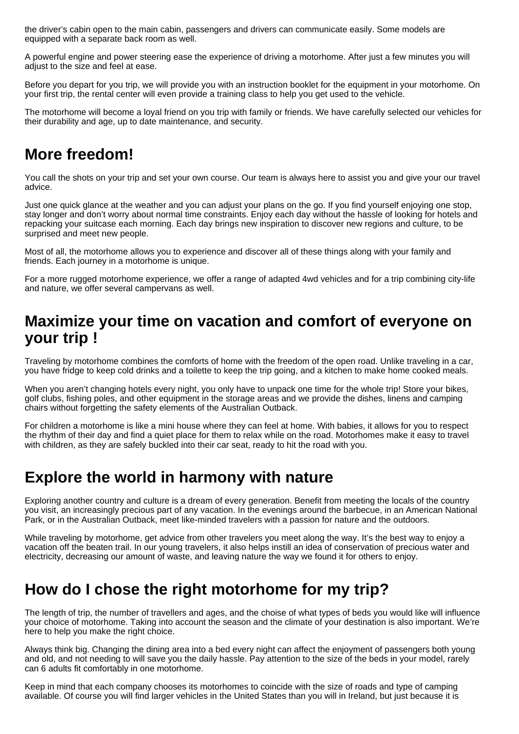the driver's cabin open to the main cabin, passengers and drivers can communicate easily. Some models are equipped with a separate back room as well.

A powerful engine and power steering ease the experience of driving a motorhome. After just a few minutes you will adjust to the size and feel at ease.

Before you depart for you trip, we will provide you with an instruction booklet for the equipment in your motorhome. On your first trip, the rental center will even provide a training class to help you get used to the vehicle.

The motorhome will become a loyal friend on you trip with family or friends. We have carefully selected our vehicles for their durability and age, up to date maintenance, and security.

## More freedom!

You call the shots on your trip and set your own course. Our team is always here to assist you and give your our travel advice.

Just one quick glance at the weather and you can adjust your plans on the go. If you find yourself enjoying one stop, stay longer and don't worry about normal time constraints. Enjoy each day without the hassle of looking for hotels and repacking your suitcase each morning. Each day brings new inspiration to discover new regions and culture, to be surprised and meet new people.

Most of all, the motorhome allows you to experience and discover all of these things along with your family and friends. Each journey in a motorhome is unique.

For a more rugged motorhome experience, we offer a range of adapted 4wd vehicles and for a trip combining city-life and nature, we offer several campervans as well.

## Maximize your time on vacation and comfort of everyone on your trip !

Traveling by motorhome combines the comforts of home with the freedom of the open road. Unlike traveling in a car, you have fridge to keep cold drinks and a toilette to keep the trip going, and a kitchen to make home cooked meals.

When you aren't changing hotels every night, you only have to unpack one time for the whole trip! Store your bikes, golf clubs, fishing poles, and other equipment in the storage areas and we provide the dishes, linens and camping chairs without forgetting the safety elements of the Australian Outback.

For children a motorhome is like a mini house where they can feel at home. With babies, it allows for you to respect the rhythm of their day and find a quiet place for them to relax while on the road. Motorhomes make it easy to travel with children, as they are safely buckled into their car seat, ready to hit the road with you.

## Explore the world in harmony with nature

Exploring another country and culture is a dream of every generation. Benefit from meeting the locals of the country you visit, an increasingly precious part of any vacation. In the evenings around the barbecue, in an American National Park, or in the Australian Outback, meet like-minded travelers with a passion for nature and the outdoors.

While traveling by motorhome, get advice from other travelers you meet along the way. It's the best way to enjoy a vacation off the beaten trail. In our young travelers, it also helps instill an idea of conservation of precious water and electricity, decreasing our amount of waste, and leaving nature the way we found it for others to enjoy.

## How do I chose the right motorhome for my trip?

The length of trip, the number of travellers and ages, and the choise of what types of beds you would like will influence your choice of motorhome. Taking into account the season and the climate of your destination is also important. We're here to help you make the right choice.

Always think big. Changing the dining area into a bed every night can affect the enjoyment of passengers both young and old, and not needing to will save you the daily hassle. Pay attention to the size of the beds in your model, rarely can 6 adults fit comfortably in one motorhome.

Keep in mind that each company chooses its motorhomes to coincide with the size of roads and type of camping available. Of course you will find larger vehicles in the United States than you will in Ireland, but just because it is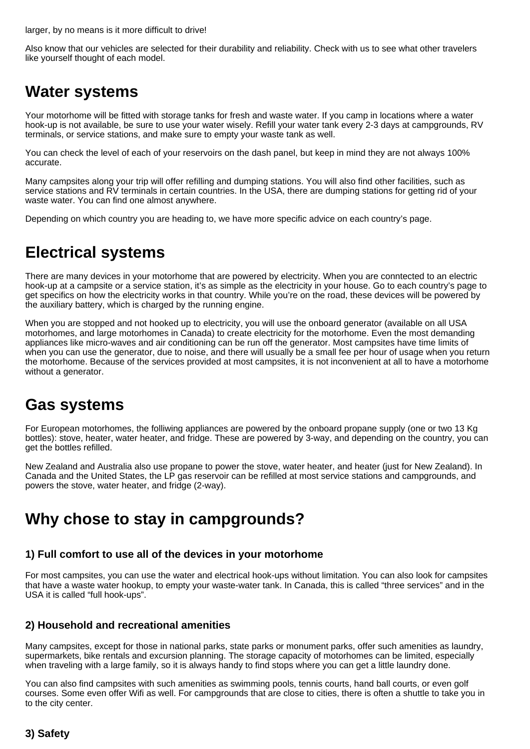larger, by no means is it more difficult to drive!

Also know that our vehicles are selected for their durability and reliability. Check with us to see what other travelers like yourself thought of each model.

## Water systems

Your motorhome will be fitted with storage tanks for fresh and waste water. If you camp in locations where a water hook-up is not available, be sure to use your water wisely. Refill your water tank every 2-3 days at campgrounds, RV terminals, or service stations, and make sure to empty your waste tank as well.

You can check the level of each of your reservoirs on the dash panel, but keep in mind they are not always 100% accurate.

Many campsites along your trip will offer refilling and dumping stations. You will also find other facilities, such as service stations and RV terminals in certain countries. In the USA, there are dumping stations for getting rid of your waste water. You can find one almost anywhere.

Depending on which country you are heading to, we have more specific advice on each country's page.

## Electrical systems

There are many devices in your motorhome that are powered by electricity. When you are conntected to an electric hook-up at a campsite or a service station, it's as simple as the electricity in your house. Go to each country's page to get specifics on how the electricity works in that country. While you're on the road, these devices will be powered by the auxiliary battery, which is charged by the running engine.

When you are stopped and not hooked up to electricity, you will use the onboard generator (available on all USA motorhomes, and large motorhomes in Canada) to create electricity for the motorhome. Even the most demanding appliances like micro-waves and air conditioning can be run off the generator. Most campsites have time limits of when you can use the generator, due to noise, and there will usually be a small fee per hour of usage when you return the motorhome. Because of the services provided at most campsites, it is not inconvenient at all to have a motorhome without a generator.

## Gas systems

For European motorhomes, the folliwing appliances are powered by the onboard propane supply (one or two 13 Kg bottles): stove, heater, water heater, and fridge. These are powered by 3-way, and depending on the country, you can get the bottles refilled.

New Zealand and Australia also use propane to power the stove, water heater, and heater (just for New Zealand). In Canada and the United States, the LP gas reservoir can be refilled at most service stations and campgrounds, and powers the stove, water heater, and fridge (2-way).

## Why chose to stay in campgrounds?

### 1) Full comfort to use all of the devices in your motorhome

For most campsites, you can use the water and electrical hook-ups without limitation. You can also look for campsites that have a waste water hookup, to empty your waste-water tank. In Canada, this is called "three services" and in the USA it is called "full hook-ups".

### 2) Household and recreational amenities

Many campsites, except for those in national parks, state parks or monument parks, offer such amenities as laundry, supermarkets, bike rentals and excursion planning. The storage capacity of motorhomes can be limited, especially when traveling with a large family, so it is always handy to find stops where you can get a little laundry done.

You can also find campsites with such amenities as swimming pools, tennis courts, hand ball courts, or even golf courses. Some even offer Wifi as well. For campgrounds that are close to cities, there is often a shuttle to take you in to the city center.

### 3) Safety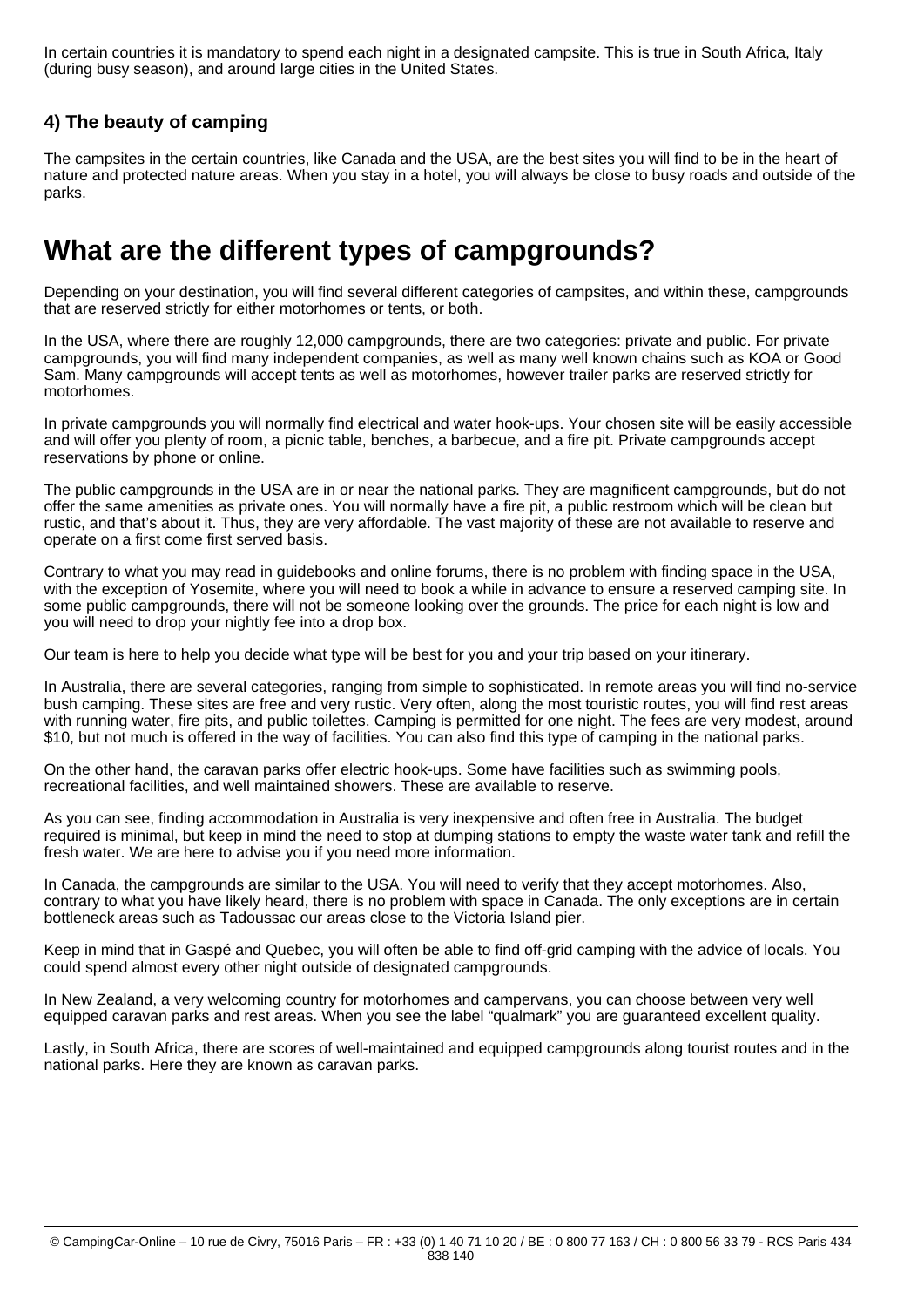In certain countries it is mandatory to spend each night in a designated campsite. This is true in South Africa, Italy (during busy season), and around large cities in the United States.

### 4) The beauty of camping

The campsites in the certain countries, like Canada and the USA, are the best sites you will find to be in the heart of nature and protected nature areas. When you stay in a hotel, you will always be close to busy roads and outside of the parks.

# What are the different types of campgrounds?

Depending on your destination, you will find several different categories of campsites, and within these, campgrounds that are reserved strictly for either motorhomes or tents, or both.

In the USA, where there are roughly 12,000 campgrounds, there are two categories: private and public. For private campgrounds, you will find many independent companies, as well as many well known chains such as KOA or Good Sam. Many campgrounds will accept tents as well as motorhomes, however trailer parks are reserved strictly for motorhomes.

In private campgrounds you will normally find electrical and water hook-ups. Your chosen site will be easily accessible and will offer you plenty of room, a picnic table, benches, a barbecue, and a fire pit. Private campgrounds accept reservations by phone or online.

The public campgrounds in the USA are in or near the national parks. They are magnificent campgrounds, but do not offer the same amenities as private ones. You will normally have a fire pit, a public restroom which will be clean but rustic, and that's about it. Thus, they are very affordable. The vast majority of these are not available to reserve and operate on a first come first served basis.

Contrary to what you may read in guidebooks and online forums, there is no problem with finding space in the USA, with the exception of Yosemite, where you will need to book a while in advance to ensure a reserved camping site. In some public campgrounds, there will not be someone looking over the grounds. The price for each night is low and you will need to drop your nightly fee into a drop box.

Our team is here to help you decide what type will be best for you and your trip based on your itinerary.

In Australia, there are several categories, ranging from simple to sophisticated. In remote areas you will find no-service bush camping. These sites are free and very rustic. Very often, along the most touristic routes, you will find rest areas with running water, fire pits, and public toilettes. Camping is permitted for one night. The fees are very modest, around $10, but not much is offered in the way of facilities. You can also find this type of camping in the national parks.

On the other hand, the caravan parks offer electric hook-ups. Some have facilities such as swimming pools, recreational facilities, and well maintained showers. These are available to reserve.

As you can see, finding accommodation in Australia is very inexpensive and often free in Australia. The budget required is minimal, but keep in mind the need to stop at dumping stations to empty the waste water tank and refill the fresh water. We are here to advise you if you need more information.

In Canada, the campgrounds are similar to the USA. You will need to verify that they accept motorhomes. Also, contrary to what you have likely heard, there is no problem with space in Canada. The only exceptions are in certain bottleneck areas such as Tadoussac our areas close to the Victoria Island pier.

Keep in mind that in Gaspé and Quebec, you will often be able to find off-grid camping with the advice of locals. You could spend almost every other night outside of designated campgrounds.

In New Zealand, a very welcoming country for motorhomes and campervans, you can choose between very well equipped caravan parks and rest areas. When you see the label "qualmark" you are guaranteed excellent quality.

Lastly, in South Africa, there are scores of well-maintained and equipped campgrounds along tourist routes and in the national parks. Here they are known as caravan parks.